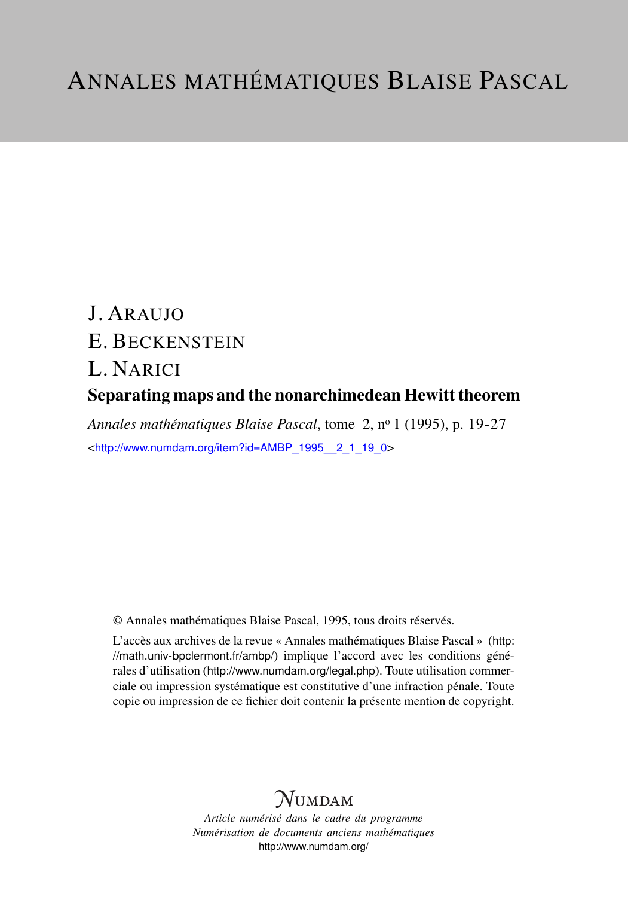# Annales mathématiques Blaise Pascal

J. Araujo

E. Beckenstein

L. Narici

## Separating maps and the nonarchimedean Hewitt theorem

*Annales mathématiques Blaise Pascal*, tome 2, n° 1 (1995), p. 19-27

<http://www.numdam.org/item?id=AMBP_1995__2_1_19_0>

© Annales mathématiques Blaise Pascal, 1995, tous droits réservés.

L'accès aux archives de la revue « Annales mathématiques Blaise Pascal » (http://math.univ-bpclermont.fr/ambp/) implique l'accord avec les conditions générales d'utilisation (http://www.numdam.org/legal.php). Toute utilisation commerciale ou impression systématique est constitutive d'une infraction pénale. Toute copie ou impression de ce fichier doit contenir la présente mention de copyright.

*Article numérisé dans le cadre du programme*
*Numérisation de documents anciens mathématiques*
http://www.numdam.org/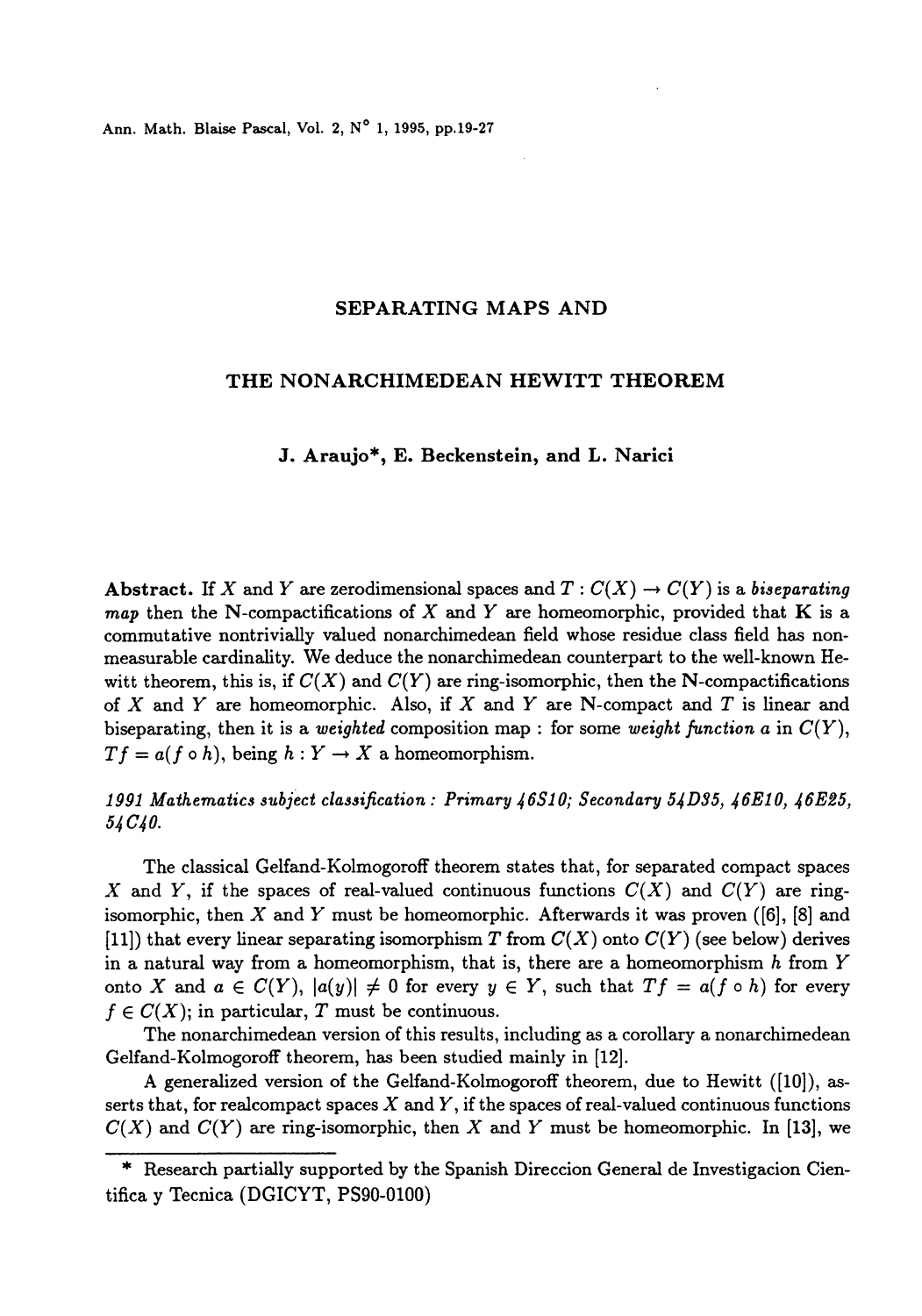# SEPARATING MAPS AND

# THE NONARCHIMEDEAN HEWITT THEOREM

**J. Araujo*, E. Beckenstein, and L. Narici**

**Abstract.** If $X$ and $Y$ are zerodimensional spaces and $T : C(X) \to C(Y)$ is a *biseparating map* then the N-compactifications of $X$ and $Y$ are homeomorphic, provided that $\mathbf{K}$ is a commutative nontrivially valued nonarchimedean field whose residue class field has nonmeasurable cardinality. We deduce the nonarchimedean counterpart to the well-known Hewitt theorem, this is, if $C(X)$ and $C(Y)$ are ring-isomorphic, then the N-compactifications of $X$ and $Y$ are homeomorphic. Also, if $X$ and $Y$ are N-compact and $T$ is linear and biseparating, then it is a *weighted* composition map : for some *weight function* $a$ in $C(Y)$, $Tf = a(f \circ h)$, being $h : Y \to X$ a homeomorphism.

*1991 Mathematics subject classification : Primary 46S10; Secondary 54D35, 46E10, 46E25, 54C40.*

The classical Gelfand-Kolmogoroff theorem states that, for separated compact spaces $X$ and $Y$, if the spaces of real-valued continuous functions $C(X)$ and $C(Y)$ are ring-isomorphic, then $X$ and $Y$ must be homeomorphic. Afterwards it was proven ([6], [8] and [11]) that every linear separating isomorphism $T$ from $C(X)$ onto $C(Y)$ (see below) derives in a natural way from a homeomorphism, that is, there are a homeomorphism $h$ from $Y$ onto $X$ and $a \in C(Y)$, $|a(y)| \neq 0$ for every $y \in Y$, such that $Tf = a(f \circ h)$ for every $f \in C(X)$; in particular, $T$ must be continuous.

The nonarchimedean version of this results, including as a corollary a nonarchimedean Gelfand-Kolmogoroff theorem, has been studied mainly in [12].

A generalized version of the Gelfand-Kolmogoroff theorem, due to Hewitt ([10]), asserts that, for realcompact spaces $X$ and $Y$, if the spaces of real-valued continuous functions $C(X)$ and $C(Y)$ are ring-isomorphic, then $X$ and $Y$ must be homeomorphic. In [13], we

---

\* Research partially supported by the Spanish Direccion General de Investigacion Cientifica y Tecnica (DGICYT, PS90-0100)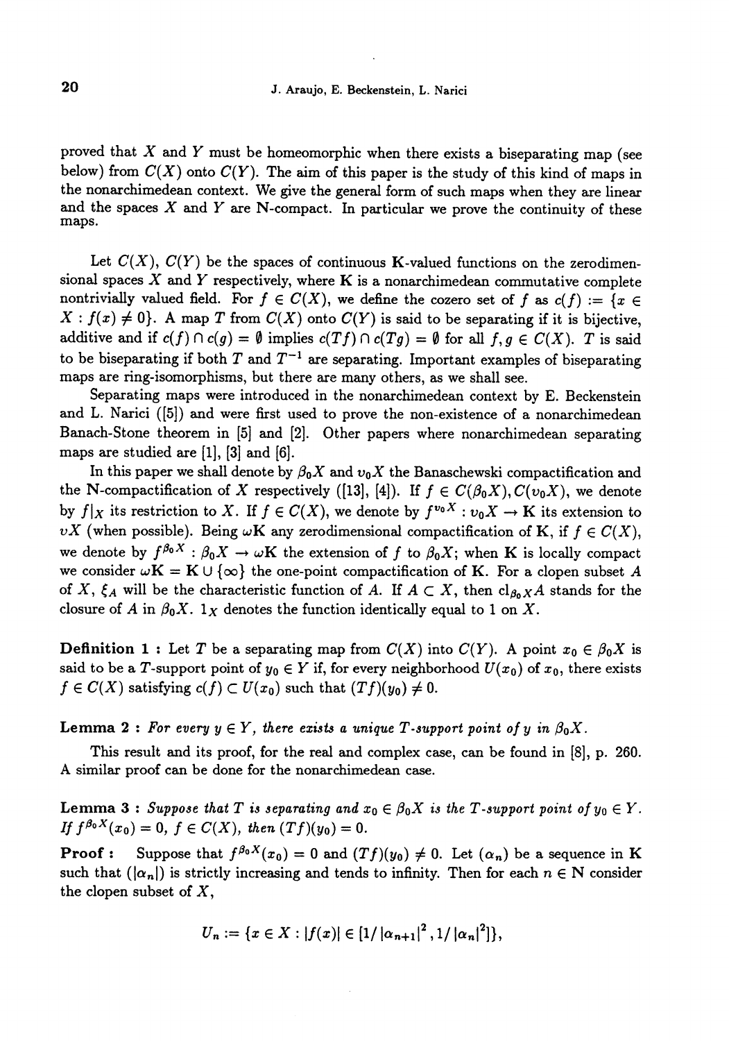proved that $X$ and $Y$ must be homeomorphic when there exists a biseparating map (see below) from $C(X)$ onto $C(Y)$. The aim of this paper is the study of this kind of maps in the nonarchimedean context. We give the general form of such maps when they are linear and the spaces $X$ and $Y$ are N-compact. In particular we prove the continuity of these maps.

Let $C(X)$, $C(Y)$ be the spaces of continuous $\mathbf{K}$-valued functions on the zerodimensional spaces $X$ and $Y$ respectively, where $\mathbf{K}$ is a nonarchimedean commutative complete nontrivially valued field. For $f \in C(X)$, we define the cozero set of $f$ as $c(f) := \{x \in X : f(x) \neq 0\}$. A map $T$ from $C(X)$ onto $C(Y)$ is said to be separating if it is bijective, additive and if $c(f) \cap c(g) = \emptyset$ implies $c(Tf) \cap c(Tg) = \emptyset$ for all $f, g \in C(X)$. $T$ is said to be biseparating if both $T$ and $T^{-1}$ are separating. Important examples of biseparating maps are ring-isomorphisms, but there are many others, as we shall see.

Separating maps were introduced in the nonarchimedean context by E. Beckenstein and L. Narici ([5]) and were first used to prove the non-existence of a nonarchimedean Banach-Stone theorem in [5] and [2]. Other papers where nonarchimedean separating maps are studied are [1], [3] and [6].

In this paper we shall denote by $\beta_0 X$ and $\upsilon_0 X$ the Banaschewski compactification and the N-compactification of $X$ respectively ([13], [4]). If $f \in C(\beta_0 X), C(\upsilon_0 X)$, we denote by $f|_X$ its restriction to $X$. If $f \in C(X)$, we denote by $f^{\upsilon_0 X} : \upsilon_0 X \to \mathbf{K}$ its extension to $\upsilon X$ (when possible). Being $\omega\mathbf{K}$ any zerodimensional compactification of $\mathbf{K}$, if $f \in C(X)$, we denote by $f^{\beta_0 X} : \beta_0 X \to \omega\mathbf{K}$ the extension of $f$ to $\beta_0 X$; when $\mathbf{K}$ is locally compact we consider $\omega\mathbf{K} = \mathbf{K} \cup \{\infty\}$ the one-point compactification of $\mathbf{K}$. For a clopen subset $A$ of $X$, $\xi_A$ will be the characteristic function of $A$. If $A \subset X$, then $\mathrm{cl}_{\beta_0 X} A$ stands for the closure of $A$ in $\beta_0 X$. $1_X$ denotes the function identically equal to 1 on $X$.

**Definition 1 :** Let $T$ be a separating map from $C(X)$ into $C(Y)$. A point $x_0 \in \beta_0 X$ is said to be a $T$-support point of $y_0 \in Y$ if, for every neighborhood $U(x_0)$ of $x_0$, there exists $f \in C(X)$ satisfying $c(f) \subset U(x_0)$ such that $(Tf)(y_0) \neq 0$.

**Lemma 2 :** *For every $y \in Y$, there exists a unique $T$-support point of $y$ in $\beta_0 X$.*

This result and its proof, for the real and complex case, can be found in [8], p. 260. A similar proof can be done for the nonarchimedean case.

**Lemma 3 :** *Suppose that $T$ is separating and $x_0 \in \beta_0 X$ is the $T$-support point of $y_0 \in Y$. If $f^{\beta_0 X}(x_0) = 0$, $f \in C(X)$, then $(Tf)(y_0) = 0$.*

**Proof :** Suppose that $f^{\beta_0 X}(x_0) = 0$ and $(Tf)(y_0) \neq 0$. Let $(\alpha_n)$ be a sequence in $\mathbf{K}$ such that $(|\alpha_n|)$ is strictly increasing and tends to infinity. Then for each $n \in \mathbf{N}$ consider the clopen subset of $X$,

$$U_n := \{x \in X : |f(x)| \in [1/|\alpha_{n+1}|^2, 1/|\alpha_n|^2]\},$$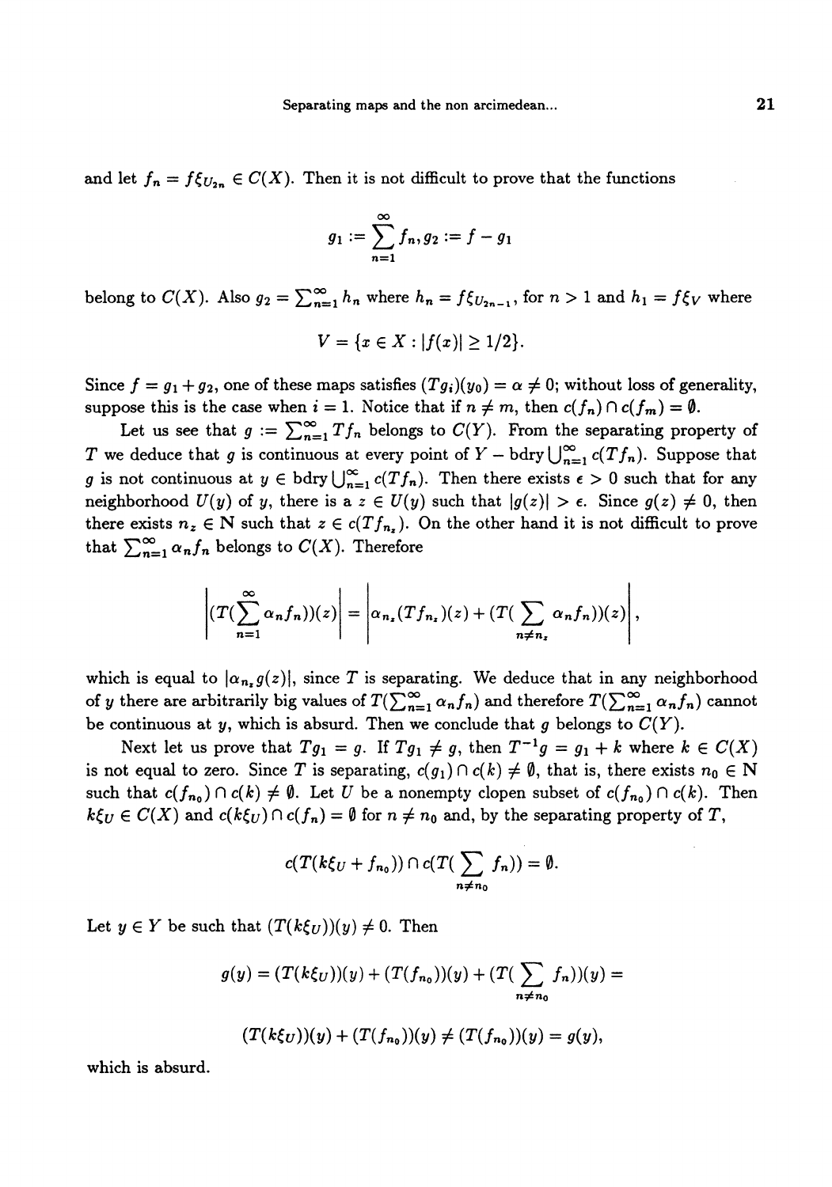and let $f_n = f\xi_{U_{2n}} \in C(X)$. Then it is not difficult to prove that the functions

$$g_1 := \sum_{n=1}^{\infty} f_n, g_2 := f - g_1$$

belong to $C(X)$. Also $g_2 = \sum_{n=1}^{\infty} h_n$ where $h_n = f\xi_{U_{2n-1}}$, for $n > 1$ and $h_1 = f\xi_V$ where

$$V = \{x \in X : |f(x)| \geq 1/2\}.$$

Since $f = g_1 + g_2$, one of these maps satisfies $(Tg_i)(y_0) = \alpha \neq 0$; without loss of generality, suppose this is the case when $i = 1$. Notice that if $n \neq m$, then $c(f_n) \cap c(f_m) = \emptyset$.

Let us see that $g := \sum_{n=1}^{\infty} Tf_n$ belongs to $C(Y)$. From the separating property of $T$ we deduce that $g$ is continuous at every point of $Y - \text{bdry} \bigcup_{n=1}^{\infty} c(Tf_n)$. Suppose that $g$ is not continuous at $y \in \text{bdry} \bigcup_{n=1}^{\infty} c(Tf_n)$. Then there exists $\epsilon > 0$ such that for any neighborhood $U(y)$ of $y$, there is a $z \in U(y)$ such that $|g(z)| > \epsilon$. Since $g(z) \neq 0$, then there exists $n_z \in \mathbb{N}$ such that $z \in c(Tf_{n_z})$. On the other hand it is not difficult to prove that $\sum_{n=1}^{\infty} \alpha_n f_n$ belongs to $C(X)$. Therefore

$$\left| (T(\sum_{n=1}^{\infty} \alpha_n f_n))(z) \right| = \left| \alpha_{n_z}(Tf_{n_z})(z) + (T(\sum_{n \neq n_z} \alpha_n f_n))(z) \right|,$$

which is equal to $|\alpha_{n_z} g(z)|$, since $T$ is separating. We deduce that in any neighborhood of $y$ there are arbitrarily big values of $T(\sum_{n=1}^{\infty} \alpha_n f_n)$ and therefore $T(\sum_{n=1}^{\infty} \alpha_n f_n)$ cannot be continuous at $y$, which is absurd. Then we conclude that $g$ belongs to $C(Y)$.

Next let us prove that $Tg_1 = g$. If $Tg_1 \neq g$, then $T^{-1}g = g_1 + k$ where $k \in C(X)$ is not equal to zero. Since $T$ is separating, $c(g_1) \cap c(k) \neq \emptyset$, that is, there exists $n_0 \in \mathbb{N}$ such that $c(f_{n_0}) \cap c(k) \neq \emptyset$. Let $U$ be a nonempty clopen subset of $c(f_{n_0}) \cap c(k)$. Then $k\xi_U \in C(X)$ and $c(k\xi_U) \cap c(f_n) = \emptyset$ for $n \neq n_0$ and, by the separating property of $T$,

$$c(T(k\xi_U + f_{n_0})) \cap c(T(\sum_{n \neq n_0} f_n)) = \emptyset.$$

Let $y \in Y$ be such that $(T(k\xi_U))(y) \neq 0$. Then

$$g(y) = (T(k\xi_U))(y) + (T(f_{n_0}))(y) + (T(\sum_{n \neq n_0} f_n))(y) =$$

$$(T(k\xi_U))(y) + (T(f_{n_0}))(y) \neq (T(f_{n_0}))(y) = g(y),$$

which is absurd.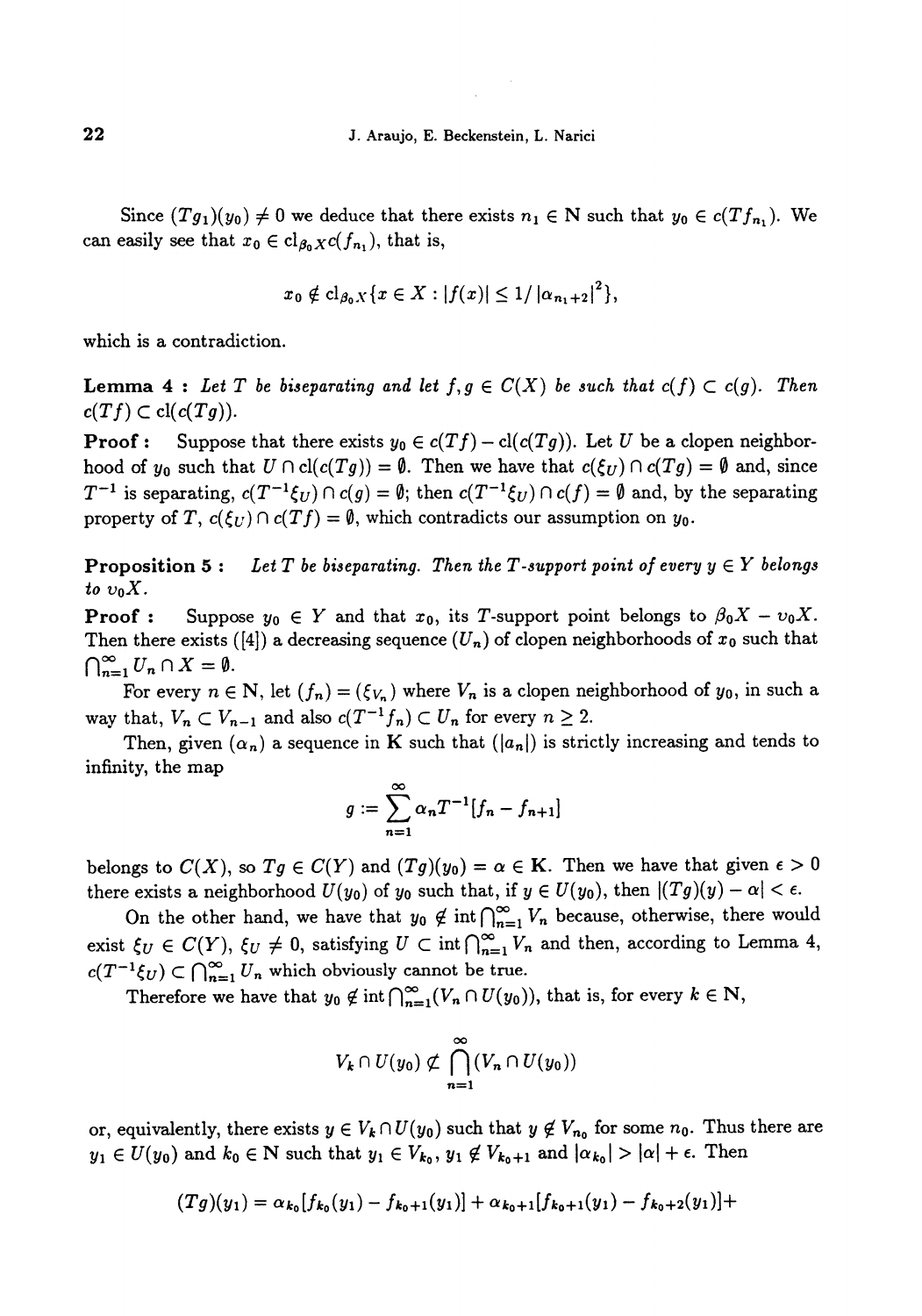Since $(Tg_1)(y_0) \neq 0$ we deduce that there exists $n_1 \in \mathbf{N}$ such that $y_0 \in c(Tf_{n_1})$. We can easily see that $x_0 \in \mathrm{cl}_{\beta_0 X} c(f_{n_1})$, that is,

$$x_0 \notin \mathrm{cl}_{\beta_0 X}\{x \in X : |f(x)| \leq 1/\left|\alpha_{n_1+2}\right|^2\},$$

which is a contradiction.

**Lemma 4 :** *Let $T$ be biseparating and let $f, g \in C(X)$ be such that $c(f) \subset c(g)$. Then $c(Tf) \subset \mathrm{cl}(c(Tg))$.*

**Proof :** Suppose that there exists $y_0 \in c(Tf) - \mathrm{cl}(c(Tg))$. Let $U$ be a clopen neighborhood of $y_0$ such that $U \cap \mathrm{cl}(c(Tg)) = \emptyset$. Then we have that $c(\xi_U) \cap c(Tg) = \emptyset$ and, since $T^{-1}$ is separating, $c(T^{-1}\xi_U) \cap c(g) = \emptyset$; then $c(T^{-1}\xi_U) \cap c(f) = \emptyset$ and, by the separating property of $T$, $c(\xi_U) \cap c(Tf) = \emptyset$, which contradicts our assumption on $y_0$.

**Proposition 5 :** *Let $T$ be biseparating. Then the $T$-support point of every $y \in Y$ belongs to $\upsilon_0 X$.*

**Proof :** Suppose $y_0 \in Y$ and that $x_0$, its $T$-support point belongs to $\beta_0 X - \upsilon_0 X$. Then there exists ([4]) a decreasing sequence $(U_n)$ of clopen neighborhoods of $x_0$ such that $\bigcap_{n=1}^{\infty} U_n \cap X = \emptyset$.

For every $n \in \mathbf{N}$, let $(f_n) = (\xi_{V_n})$ where $V_n$ is a clopen neighborhood of $y_0$, in such a way that, $V_n \subset V_{n-1}$ and also $c(T^{-1}f_n) \subset U_n$ for every $n \geq 2$.

Then, given $(\alpha_n)$ a sequence in $\mathbf{K}$ such that $(|a_n|)$ is strictly increasing and tends to infinity, the map

$$g := \sum_{n=1}^{\infty} \alpha_n T^{-1}[f_n - f_{n+1}]$$

belongs to $C(X)$, so $Tg \in C(Y)$ and $(Tg)(y_0) = \alpha \in \mathbf{K}$. Then we have that given $\epsilon > 0$ there exists a neighborhood $U(y_0)$ of $y_0$ such that, if $y \in U(y_0)$, then $|(Tg)(y) - \alpha| < \epsilon$.

On the other hand, we have that $y_0 \notin \mathrm{int} \bigcap_{n=1}^{\infty} V_n$ because, otherwise, there would exist $\xi_U \in C(Y)$, $\xi_U \neq 0$, satisfying $U \subset \mathrm{int} \bigcap_{n=1}^{\infty} V_n$ and then, according to Lemma 4, $c(T^{-1}\xi_U) \subset \bigcap_{n=1}^{\infty} U_n$ which obviously cannot be true.

Therefore we have that $y_0 \notin \mathrm{int} \bigcap_{n=1}^{\infty}(V_n \cap U(y_0))$, that is, for every $k \in \mathbf{N}$,

$$V_k \cap U(y_0) \not\subset \bigcap_{n=1}^{\infty}(V_n \cap U(y_0))$$

or, equivalently, there exists $y \in V_k \cap U(y_0)$ such that $y \notin V_{n_0}$ for some $n_0$. Thus there are $y_1 \in U(y_0)$ and $k_0 \in \mathbf{N}$ such that $y_1 \in V_{k_0}$, $y_1 \notin V_{k_0+1}$ and $|\alpha_{k_0}| > |\alpha| + \epsilon$. Then

$$(Tg)(y_1) = \alpha_{k_0}[f_{k_0}(y_1) - f_{k_0+1}(y_1)] + \alpha_{k_0+1}[f_{k_0+1}(y_1) - f_{k_0+2}(y_1)] +$$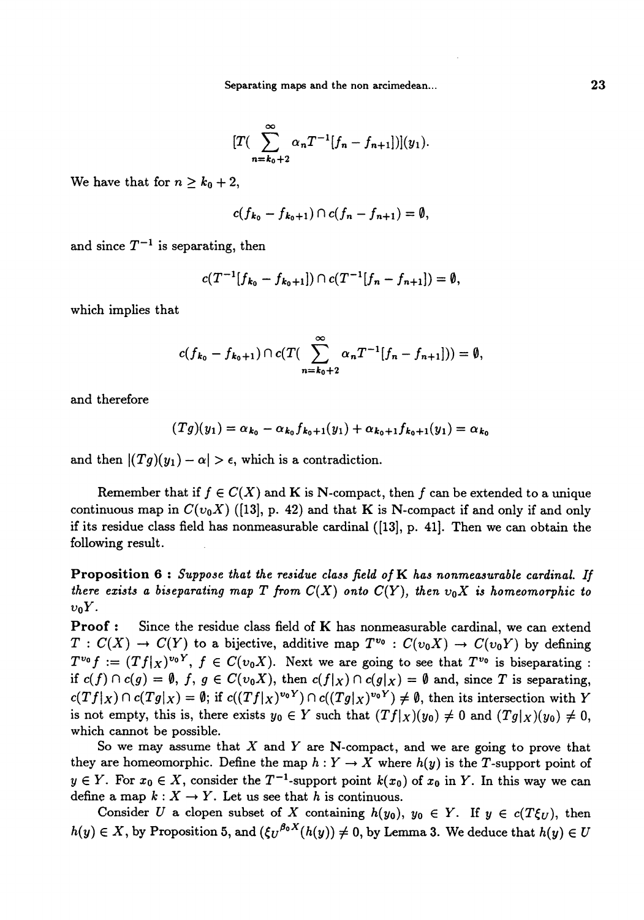$$[T(\sum_{n=k_0+2}^{\infty} \alpha_n T^{-1}[f_n - f_{n+1}])](y_1).$$

We have that for $n \geq k_0 + 2$,

$$c(f_{k_0} - f_{k_0+1}) \cap c(f_n - f_{n+1}) = \emptyset,$$

and since $T^{-1}$ is separating, then

$$c(T^{-1}[f_{k_0} - f_{k_0+1}]) \cap c(T^{-1}[f_n - f_{n+1}]) = \emptyset,$$

which implies that

$$c(f_{k_0} - f_{k_0+1}) \cap c(T(\sum_{n=k_0+2}^{\infty} \alpha_n T^{-1}[f_n - f_{n+1}])) = \emptyset,$$

and therefore

$$(Tg)(y_1) = \alpha_{k_0} - \alpha_{k_0} f_{k_0+1}(y_1) + \alpha_{k_0+1} f_{k_0+1}(y_1) = \alpha_{k_0}$$

and then $|(Tg)(y_1) - \alpha| > \epsilon$, which is a contradiction.

Remember that if $f \in C(X)$ and $\mathbf{K}$ is N-compact, then $f$ can be extended to a unique continuous map in $C(\upsilon_0 X)$ ([13], p. 42) and that $\mathbf{K}$ is N-compact if and only if and only if its residue class field has nonmeasurable cardinal ([13], p. 41]. Then we can obtain the following result.

**Proposition 6 :** *Suppose that the residue class field of* $\mathbf{K}$ *has nonmeasurable cardinal. If there exists a biseparating map* $T$ *from* $C(X)$ *onto* $C(Y)$, *then* $\upsilon_0 X$ *is homeomorphic to* $\upsilon_0 Y$.

**Proof :** Since the residue class field of $\mathbf{K}$ has nonmeasurable cardinal, we can extend $T : C(X) \to C(Y)$ to a bijective, additive map $T^{\upsilon_0} : C(\upsilon_0 X) \to C(\upsilon_0 Y)$ by defining $T^{\upsilon_0} f := (Tf|_X)^{\upsilon_0 Y}$, $f \in C(\upsilon_0 X)$. Next we are going to see that $T^{\upsilon_0}$ is biseparating : if $c(f) \cap c(g) = \emptyset$, $f, g \in C(\upsilon_0 X)$, then $c(f|_X) \cap c(g|_X) = \emptyset$ and, since $T$ is separating, $c(Tf|_X) \cap c(Tg|_X) = \emptyset$; if $c((Tf|_X)^{\upsilon_0 Y}) \cap c((Tg|_X)^{\upsilon_0 Y}) \neq \emptyset$, then its intersection with $Y$ is not empty, this is, there exists $y_0 \in Y$ such that $(Tf|_X)(y_0) \neq 0$ and $(Tg|_X)(y_0) \neq 0$, which cannot be possible.

So we may assume that $X$ and $Y$ are N-compact, and we are going to prove that they are homeomorphic. Define the map $h : Y \to X$ where $h(y)$ is the $T$-support point of $y \in Y$. For $x_0 \in X$, consider the $T^{-1}$-support point $k(x_0)$ of $x_0$ in $Y$. In this way we can define a map $k : X \to Y$. Let us see that $h$ is continuous.

Consider $U$ a clopen subset of $X$ containing $h(y_0)$, $y_0 \in Y$. If $y \in c(T\xi_U)$, then $h(y) \in X$, by Proposition 5, and $(\xi_U{}^{\beta_0 X}(h(y)) \neq 0$, by Lemma 3. We deduce that $h(y) \in U$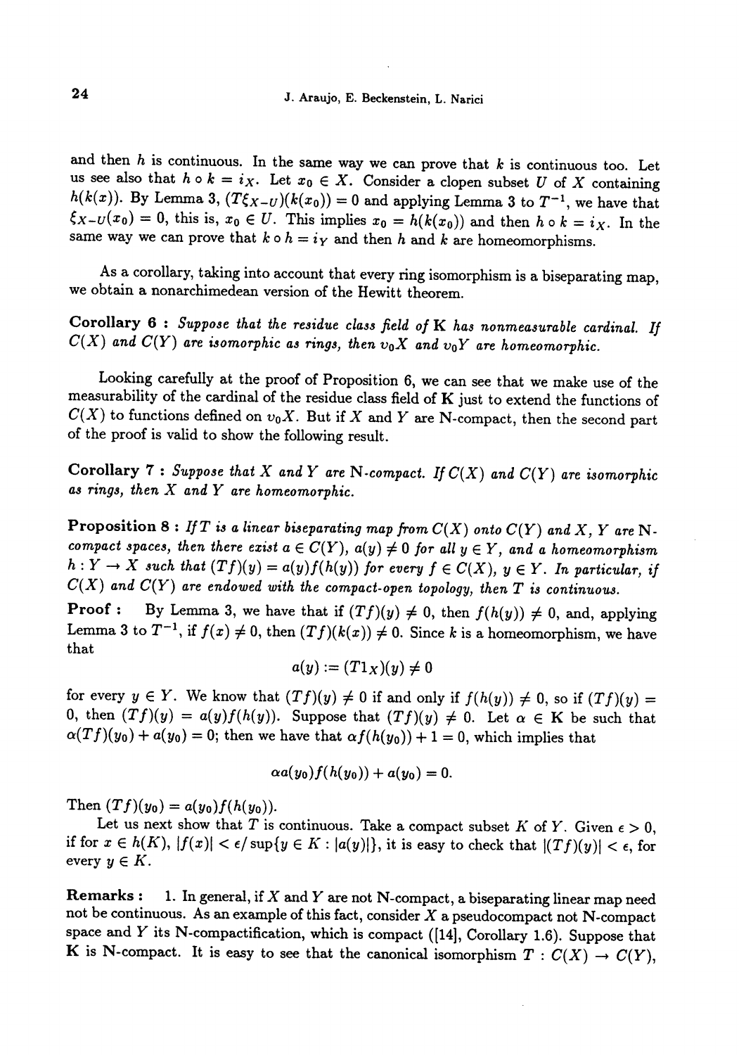and then $h$ is continuous. In the same way we can prove that $k$ is continuous too. Let us see also that $h \circ k = i_X$. Let $x_0 \in X$. Consider a clopen subset $U$ of $X$ containing $h(k(x))$. By Lemma 3, $(T\xi_{X-U})(k(x_0)) = 0$ and applying Lemma 3 to $T^{-1}$, we have that $\xi_{X-U}(x_0) = 0$, this is, $x_0 \in U$. This implies $x_0 = h(k(x_0))$ and then $h \circ k = i_X$. In the same way we can prove that $k \circ h = i_Y$ and then $h$ and $k$ are homeomorphisms.

As a corollary, taking into account that every ring isomorphism is a biseparating map, we obtain a nonarchimedean version of the Hewitt theorem.

**Corollary 6 :** *Suppose that the residue class field of* $\mathbb{K}$ *has nonmeasurable cardinal. If* $C(X)$ *and* $C(Y)$ *are isomorphic as rings, then* $v_0X$ *and* $v_0Y$ *are homeomorphic.*

Looking carefully at the proof of Proposition 6, we can see that we make use of the measurability of the cardinal of the residue class field of $\mathbb{K}$ just to extend the functions of $C(X)$ to functions defined on $v_0X$. But if $X$ and $Y$ are $\mathbb{N}$-compact, then the second part of the proof is valid to show the following result.

**Corollary 7 :** *Suppose that* $X$ *and* $Y$ *are* $\mathbb{N}$*-compact. If* $C(X)$ *and* $C(Y)$ *are isomorphic as rings, then* $X$ *and* $Y$ *are homeomorphic.*

**Proposition 8 :** *If* $T$ *is a linear biseparating map from* $C(X)$ *onto* $C(Y)$ *and* $X$, $Y$ *are* $\mathbb{N}$*-compact spaces, then there exist* $a \in C(Y)$, $a(y) \neq 0$ *for all* $y \in Y$, *and a homeomorphism* $h : Y \to X$ *such that* $(Tf)(y) = a(y)f(h(y))$ *for every* $f \in C(X)$, $y \in Y$. *In particular, if* $C(X)$ *and* $C(Y)$ *are endowed with the compact-open topology, then* $T$ *is continuous.*

**Proof :** By Lemma 3, we have that if $(Tf)(y) \neq 0$, then $f(h(y)) \neq 0$, and, applying Lemma 3 to $T^{-1}$, if $f(x) \neq 0$, then $(Tf)(k(x)) \neq 0$. Since $k$ is a homeomorphism, we have that

$$a(y) := (T1_X)(y) \neq 0$$

for every $y \in Y$. We know that $(Tf)(y) \neq 0$ if and only if $f(h(y)) \neq 0$, so if $(Tf)(y) = 0$, then $(Tf)(y) = a(y)f(h(y))$. Suppose that $(Tf)(y) \neq 0$. Let $\alpha \in \mathbb{K}$ be such that $\alpha(Tf)(y_0) + a(y_0) = 0$; then we have that $\alpha f(h(y_0)) + 1 = 0$, which implies that

$$\alpha a(y_0) f(h(y_0)) + a(y_0) = 0.$$

Then $(Tf)(y_0) = a(y_0)f(h(y_0))$.

Let us next show that $T$ is continuous. Take a compact subset $K$ of $Y$. Given $\epsilon > 0$, if for $x \in h(K)$, $|f(x)| < \epsilon / \sup\{y \in K : |a(y)|\}$, it is easy to check that $|(Tf)(y)| < \epsilon$, for every $y \in K$.

**Remarks :** 1. In general, if $X$ and $Y$ are not $\mathbb{N}$-compact, a biseparating linear map need not be continuous. As an example of this fact, consider $X$ a pseudocompact not $\mathbb{N}$-compact space and $Y$ its $\mathbb{N}$-compactification, which is compact ([14], Corollary 1.6). Suppose that $\mathbb{K}$ is $\mathbb{N}$-compact. It is easy to see that the canonical isomorphism $T : C(X) \to C(Y)$,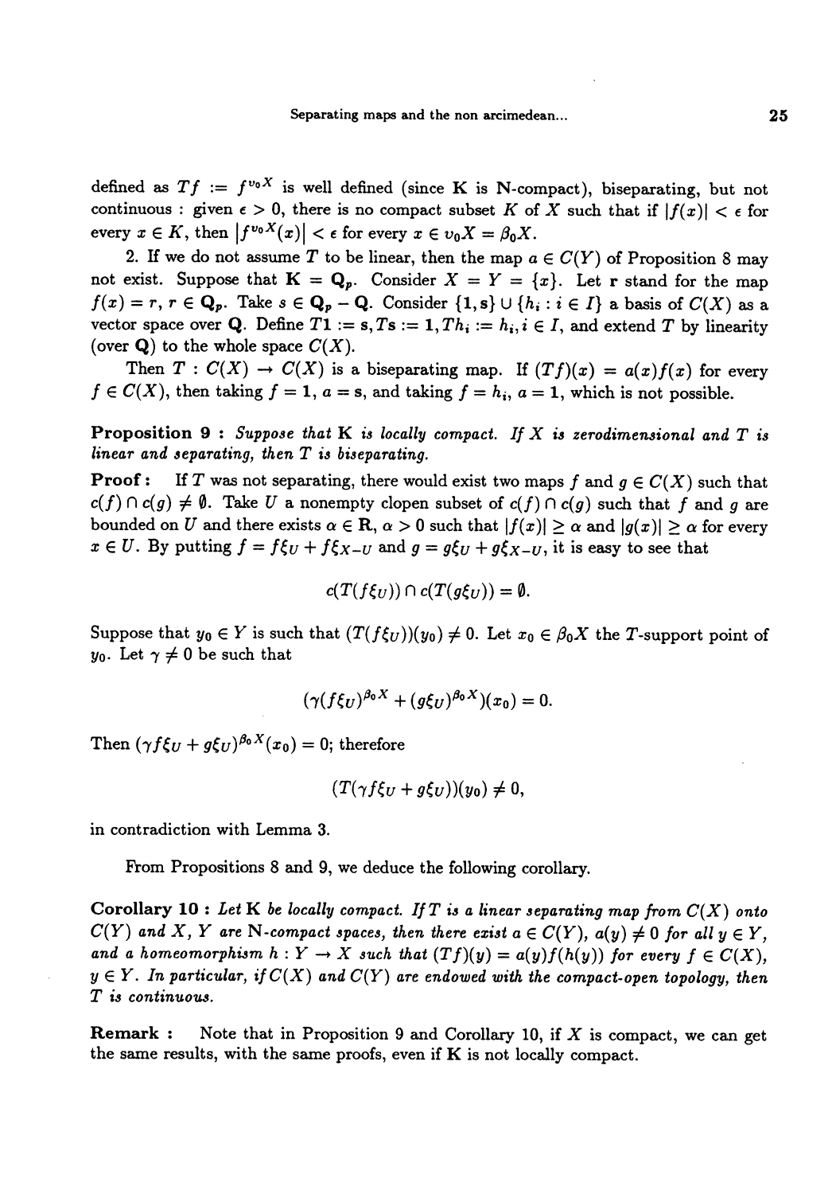defined as $Tf := f^{v_0 X}$ is well defined (since $\mathbf{K}$ is $\mathbf{N}$-compact), biseparating, but not continuous : given $\epsilon > 0$, there is no compact subset $K$ of $X$ such that if $|f(x)| < \epsilon$ for every $x \in K$, then $|f^{v_0 X}(x)| < \epsilon$ for every $x \in v_0 X = \beta_0 X$.

2. If we do not assume $T$ to be linear, then the map $a \in C(Y)$ of Proposition 8 may not exist. Suppose that $\mathbf{K} = \mathbf{Q}_p$. Consider $X = Y = \{x\}$. Let $\mathbf{r}$ stand for the map $f(x) = r$, $r \in \mathbf{Q}_p$. Take $s \in \mathbf{Q}_p - \mathbf{Q}$. Consider $\{\mathbf{1}, \mathbf{s}\} \cup \{h_i : i \in I\}$ a basis of $C(X)$ as a vector space over $\mathbf{Q}$. Define $T\mathbf{1} := \mathbf{s}, T\mathbf{s} := \mathbf{1}, Th_i := h_i, i \in I$, and extend $T$ by linearity (over $\mathbf{Q}$) to the whole space $C(X)$.

Then $T : C(X) \to C(X)$ is a biseparating map. If $(Tf)(x) = a(x)f(x)$ for every $f \in C(X)$, then taking $f = \mathbf{1}$, $a = \mathbf{s}$, and taking $f = h_i$, $a = \mathbf{1}$, which is not possible.

**Proposition 9 :** *Suppose that $\mathbf{K}$ is locally compact. If $X$ is zerodimensional and $T$ is linear and separating, then $T$ is biseparating.*

**Proof :** If $T$ was not separating, there would exist two maps $f$ and $g \in C(X)$ such that $c(f) \cap c(g) \neq \emptyset$. Take $U$ a nonempty clopen subset of $c(f) \cap c(g)$ such that $f$ and $g$ are bounded on $U$ and there exists $\alpha \in \mathbf{R}$, $\alpha > 0$ such that $|f(x)| \geq \alpha$ and $|g(x)| \geq \alpha$ for every $x \in U$. By putting $f = f\xi_U + f\xi_{X-U}$ and $g = g\xi_U + g\xi_{X-U}$, it is easy to see that

$$c(T(f\xi_U)) \cap c(T(g\xi_U)) = \emptyset.$$

Suppose that $y_0 \in Y$ is such that $(T(f\xi_U))(y_0) \neq 0$. Let $x_0 \in \beta_0 X$ the $T$-support point of $y_0$. Let $\gamma \neq 0$ be such that

$$(\gamma (f\xi_U)^{\beta_0 X} + (g\xi_U)^{\beta_0 X})(x_0) = 0.$$

Then $(\gamma f\xi_U + g\xi_U)^{\beta_0 X}(x_0) = 0$; therefore

$$(T(\gamma f\xi_U + g\xi_U))(y_0) \neq 0,$$

in contradiction with Lemma 3.

From Propositions 8 and 9, we deduce the following corollary.

**Corollary 10 :** *Let $\mathbf{K}$ be locally compact. If $T$ is a linear separating map from $C(X)$ onto $C(Y)$ and $X$, $Y$ are $\mathbf{N}$-compact spaces, then there exist $a \in C(Y)$, $a(y) \neq 0$ for all $y \in Y$, and a homeomorphism $h : Y \to X$ such that $(Tf)(y) = a(y)f(h(y))$ for every $f \in C(X)$, $y \in Y$. In particular, if $C(X)$ and $C(Y)$ are endowed with the compact-open topology, then $T$ is continuous.*

**Remark :** Note that in Proposition 9 and Corollary 10, if $X$ is compact, we can get the same results, with the same proofs, even if $\mathbf{K}$ is not locally compact.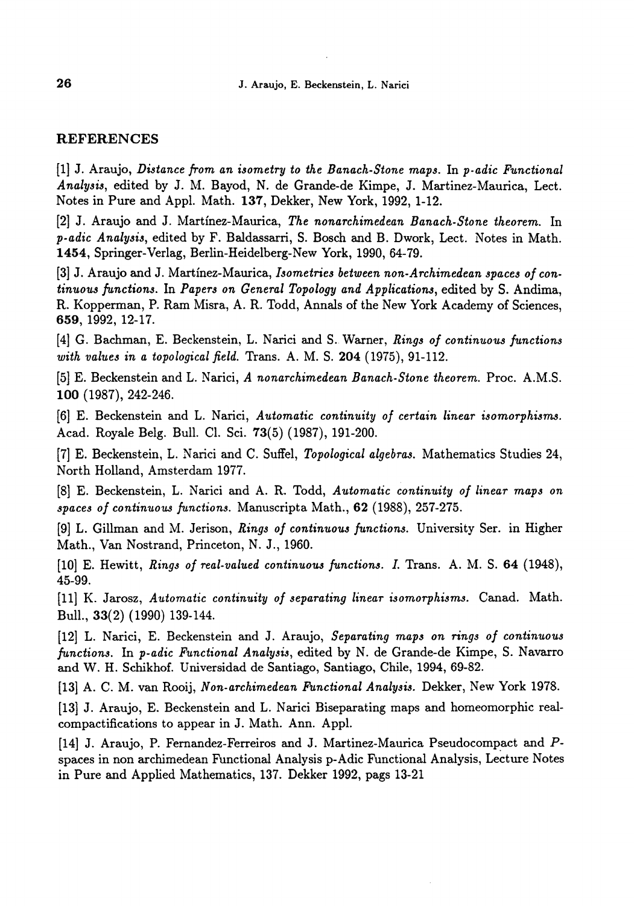## REFERENCES

[1] J. Araujo, *Distance from an isometry to the Banach-Stone maps*. In *p-adic Functional Analysis*, edited by J. M. Bayod, N. de Grande-de Kimpe, J. Martinez-Maurica, Lect. Notes in Pure and Appl. Math. **137**, Dekker, New York, 1992, 1-12.

[2] J. Araujo and J. Martínez-Maurica, *The nonarchimedean Banach-Stone theorem*. In *p-adic Analysis*, edited by F. Baldassarri, S. Bosch and B. Dwork, Lect. Notes in Math. **1454**, Springer-Verlag, Berlin-Heidelberg-New York, 1990, 64-79.

[3] J. Araujo and J. Martínez-Maurica, *Isometries between non-Archimedean spaces of continuous functions*. In *Papers on General Topology and Applications*, edited by S. Andima, R. Kopperman, P. Ram Misra, A. R. Todd, Annals of the New York Academy of Sciences, **659**, 1992, 12-17.

[4] G. Bachman, E. Beckenstein, L. Narici and S. Warner, *Rings of continuous functions with values in a topological field*. Trans. A. M. S. **204** (1975), 91-112.

[5] E. Beckenstein and L. Narici, *A nonarchimedean Banach-Stone theorem*. Proc. A.M.S. **100** (1987), 242-246.

[6] E. Beckenstein and L. Narici, *Automatic continuity of certain linear isomorphisms*. Acad. Royale Belg. Bull. Cl. Sci. **73**(5) (1987), 191-200.

[7] E. Beckenstein, L. Narici and C. Suffel, *Topological algebras*. Mathematics Studies 24, North Holland, Amsterdam 1977.

[8] E. Beckenstein, L. Narici and A. R. Todd, *Automatic continuity of linear maps on spaces of continuous functions*. Manuscripta Math., **62** (1988), 257-275.

[9] L. Gillman and M. Jerison, *Rings of continuous functions*. University Ser. in Higher Math., Van Nostrand, Princeton, N. J., 1960.

[10] E. Hewitt, *Rings of real-valued continuous functions. I.* Trans. A. M. S. **64** (1948), 45-99.

[11] K. Jarosz, *Automatic continuity of separating linear isomorphisms*. Canad. Math. Bull., **33**(2) (1990) 139-144.

[12] L. Narici, E. Beckenstein and J. Araujo, *Separating maps on rings of continuous functions*. In *p-adic Functional Analysis*, edited by N. de Grande-de Kimpe, S. Navarro and W. H. Schikhof. Universidad de Santiago, Santiago, Chile, 1994, 69-82.

[13] A. C. M. van Rooij, *Non-archimedean Functional Analysis*. Dekker, New York 1978.

[13] J. Araujo, E. Beckenstein and L. Narici Biseparating maps and homeomorphic real-compactifications to appear in J. Math. Ann. Appl.

[14] J. Araujo, P. Fernandez-Ferreiros and J. Martinez-Maurica Pseudocompact and $P$-spaces in non archimedean Functional Analysis p-Adic Functional Analysis, Lecture Notes in Pure and Applied Mathematics, 137. Dekker 1992, pags 13-21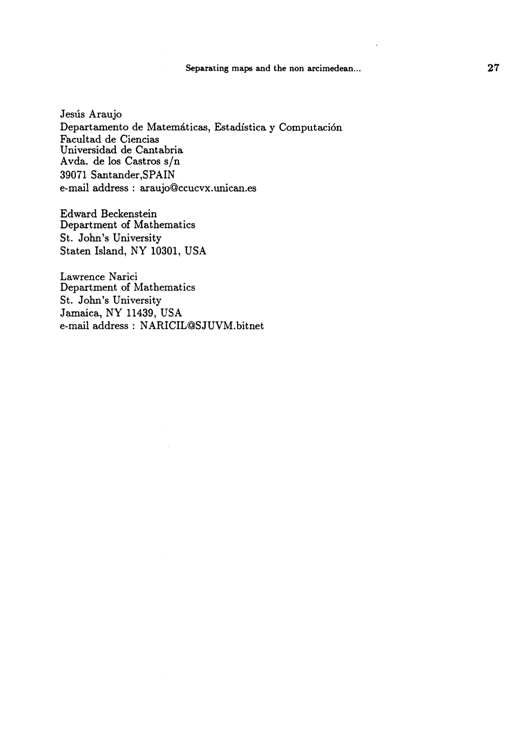Jesús Araujo
Departamento de Matemáticas, Estadística y Computación
Facultad de Ciencias
Universidad de Cantabria
Avda. de los Castros s/n
39071 Santander,SPAIN
e-mail address : araujo@ccucvx.unican.es

Edward Beckenstein
Department of Mathematics
St. John's University
Staten Island, NY 10301, USA

Lawrence Narici
Department of Mathematics
St. John's University
Jamaica, NY 11439, USA
e-mail address : NARICIL@SJUVM.bitnet